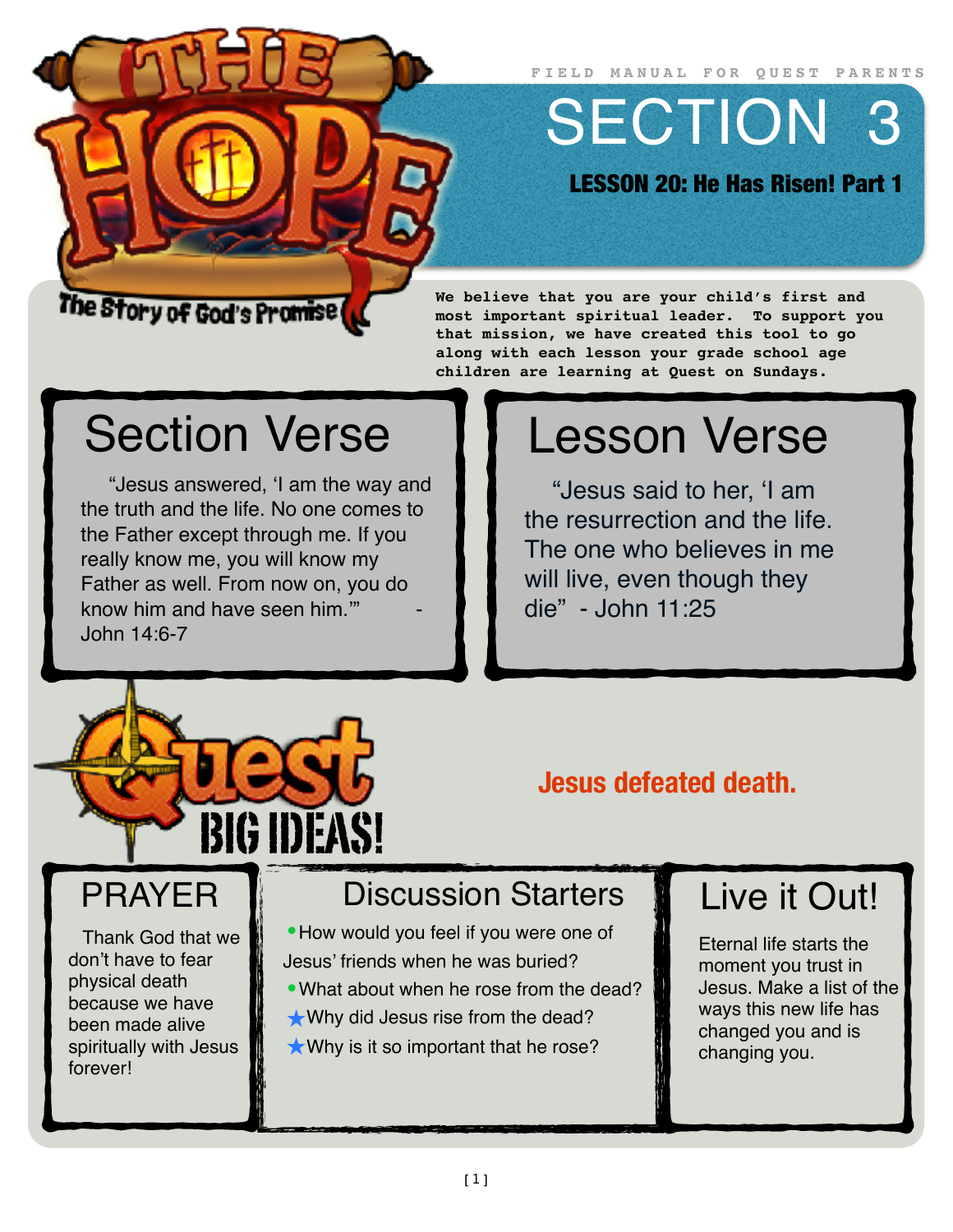# THE HOPE

The Story of God's Promise

FIELD MANUAL FOR QUEST PARENTS

# SECTION 3

## LESSON 20: He Has Risen! Part 1

**We believe that you are your child's first and most important spiritual leader. To support you that mission, we have created this tool to go along with each lesson your grade school age children are learning at Quest on Sundays.**

## Section Verse

"Jesus answered, 'I am the way and the truth and the life. No one comes to the Father except through me. If you really know me, you will know my Father as well. From now on, you do know him and have seen him.'" - John 14:6-7

## Lesson Verse

"Jesus said to her, 'I am the resurrection and the life. The one who believes in me will live, even though they die" - John 11:25

## Quest BIG IDEAS!

**Jesus defeated death.**

## PRAYER

Thank God that we don't have to fear physical death because we have been made alive spiritually with Jesus forever!

## Discussion Starters

- How would you feel if you were one of Jesus' friends when he was buried?
- What about when he rose from the dead?
- ★ Why did Jesus rise from the dead?
- ★ Why is it so important that he rose?

## Live it Out!

Eternal life starts the moment you trust in Jesus. Make a list of the ways this new life has changed you and is changing you.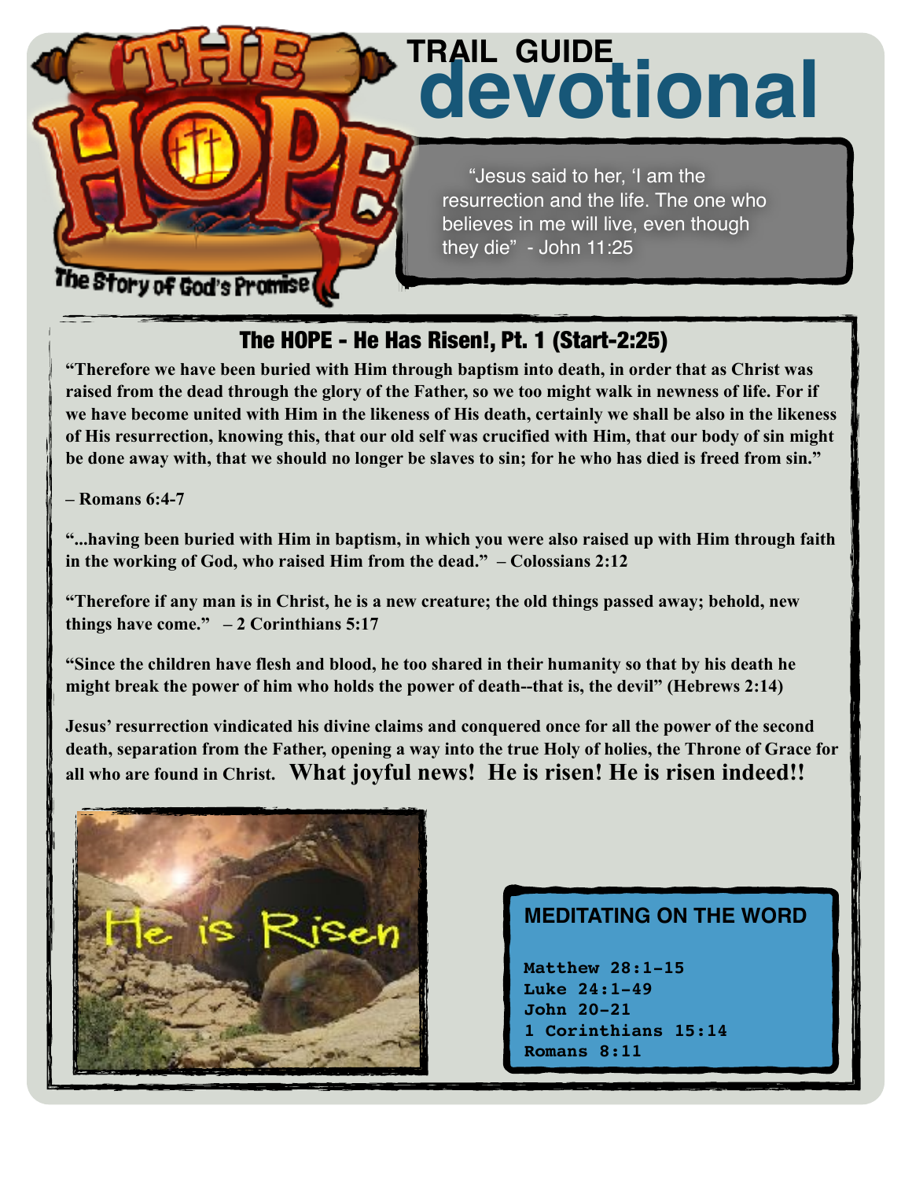# TRAIL GUIDE devotional

"Jesus said to her, 'I am the resurrection and the life. The one who believes in me will live, even though they die" - John 11:25

## The HOPE - He Has Risen!, Pt. 1 (Start-2:25)

**"Therefore we have been buried with Him through baptism into death, in order that as Christ was raised from the dead through the glory of the Father, so we too might walk in newness of life. For if we have become united with Him in the likeness of His death, certainly we shall be also in the likeness of His resurrection, knowing this, that our old self was crucified with Him, that our body of sin might be done away with, that we should no longer be slaves to sin; for he who has died is freed from sin."**

**– Romans 6:4-7**

**"...having been buried with Him in baptism, in which you were also raised up with Him through faith in the working of God, who raised Him from the dead." – Colossians 2:12**

**"Therefore if any man is in Christ, he is a new creature; the old things passed away; behold, new things have come." – 2 Corinthians 5:17**

**"Since the children have flesh and blood, he too shared in their humanity so that by his death he might break the power of him who holds the power of death--that is, the devil" (Hebrews 2:14)**

**Jesus' resurrection vindicated his divine claims and conquered once for all the power of the second death, separation from the Father, opening a way into the true Holy of holies, the Throne of Grace for all who are found in Christ. What joyful news! He is risen! He is risen indeed!!**

### MEDITATING ON THE WORD

Matthew 28:1-15
Luke 24:1-49
John 20-21
1 Corinthians 15:14
Romans 8:11